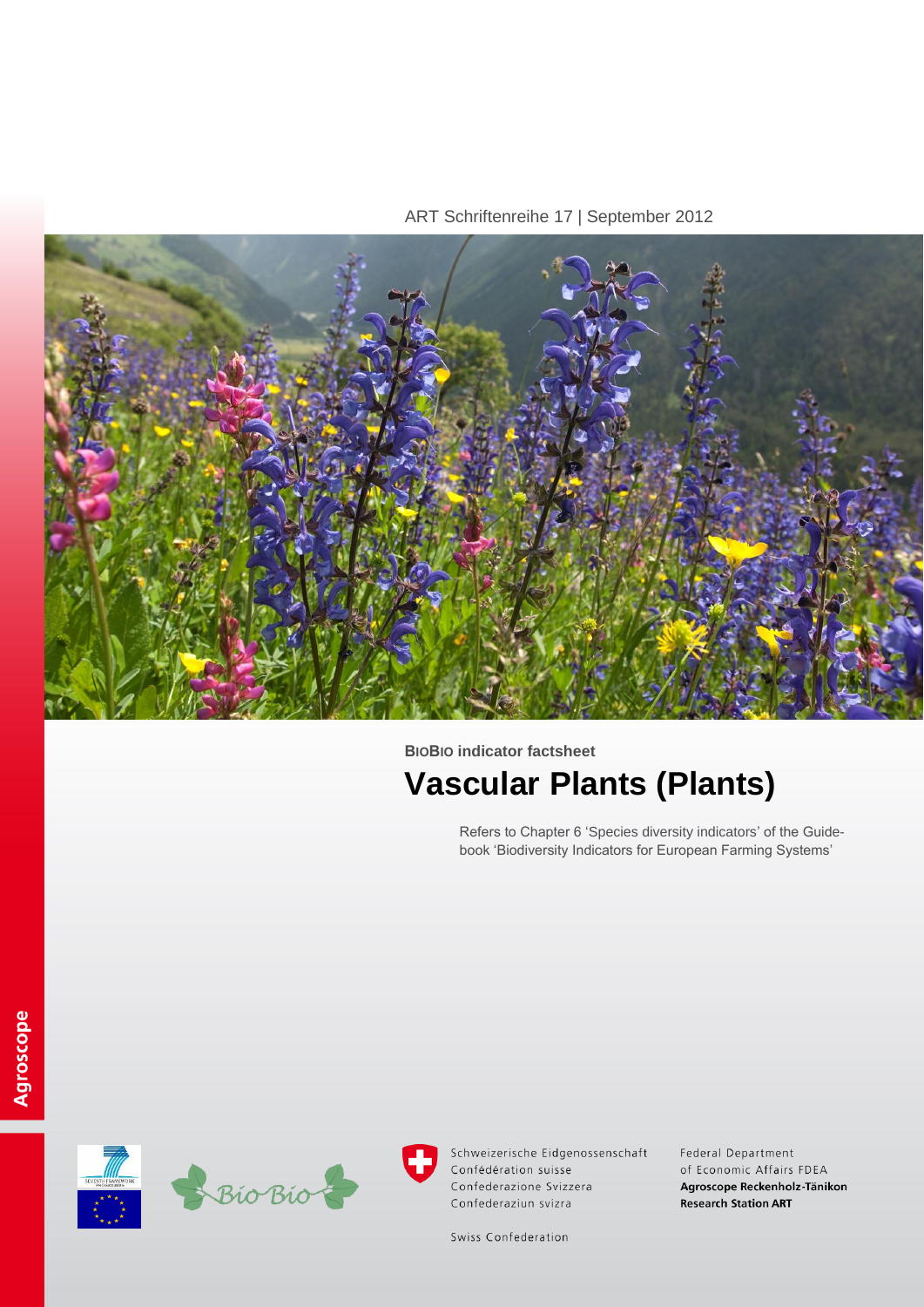ART Schriftenreihe 17 | September 2012

**BioBio indicator factsheet**

# Vascular Plants (Plants)

Refers to Chapter 6 'Species diversity indicators' of the Guidebook 'Biodiversity Indicators for European Farming Systems'

Agroscope

Schweizerische Eidgenossenschaft
Confédération suisse
Confederazione Svizzera
Confederaziun svizra

Swiss Confederation

Federal Department of Economic Affairs FDEA
**Agroscope Reckenholz-Tänikon Research Station ART**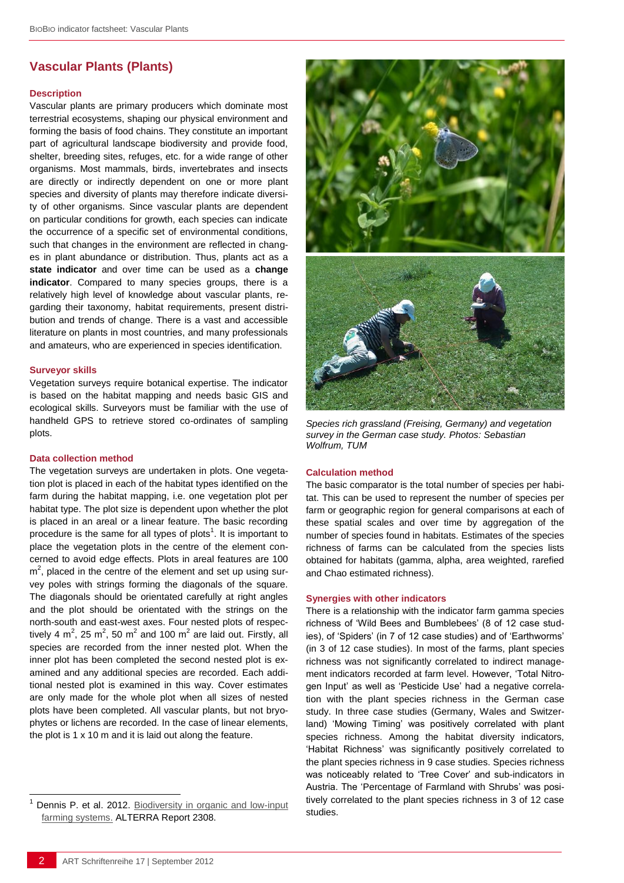## Vascular Plants (Plants)

### Description

Vascular plants are primary producers which dominate most terrestrial ecosystems, shaping our physical environment and forming the basis of food chains. They constitute an important part of agricultural landscape biodiversity and provide food, shelter, breeding sites, refuges, etc. for a wide range of other organisms. Most mammals, birds, invertebrates and insects are directly or indirectly dependent on one or more plant species and diversity of plants may therefore indicate diversity of other organisms. Since vascular plants are dependent on particular conditions for growth, each species can indicate the occurrence of a specific set of environmental conditions, such that changes in the environment are reflected in changes in plant abundance or distribution. Thus, plants act as a **state indicator** and over time can be used as a **change indicator**. Compared to many species groups, there is a relatively high level of knowledge about vascular plants, regarding their taxonomy, habitat requirements, present distribution and trends of change. There is a vast and accessible literature on plants in most countries, and many professionals and amateurs, who are experienced in species identification.

### Surveyor skills

Vegetation surveys require botanical expertise. The indicator is based on the habitat mapping and needs basic GIS and ecological skills. Surveyors must be familiar with the use of handheld GPS to retrieve stored co-ordinates of sampling plots.

### Data collection method

The vegetation surveys are undertaken in plots. One vegetation plot is placed in each of the habitat types identified on the farm during the habitat mapping, i.e. one vegetation plot per habitat type. The plot size is dependent upon whether the plot is placed in an areal or a linear feature. The basic recording procedure is the same for all types of plots[1]. It is important to place the vegetation plots in the centre of the element concerned to avoid edge effects. Plots in areal features are 100 $m^2$, placed in the centre of the element and set up using survey poles with strings forming the diagonals of the square. The diagonals should be orientated carefully at right angles and the plot should be orientated with the strings on the north-south and east-west axes. Four nested plots of respectively 4 $m^2$, 25 $m^2$, 50 $m^2$ and 100 $m^2$ are laid out. Firstly, all species are recorded from the inner nested plot. When the inner plot has been completed the second nested plot is examined and any additional species are recorded. Each additional nested plot is examined in this way. Cover estimates are only made for the whole plot when all sizes of nested plots have been completed. All vascular plants, but not bryophytes or lichens are recorded. In the case of linear elements, the plot is 1 x 10 m and it is laid out along the feature.

*Species rich grassland (Freising, Germany) and vegetation survey in the German case study. Photos: Sebastian Wolfrum, TUM*

### Calculation method

The basic comparator is the total number of species per habitat. This can be used to represent the number of species per farm or geographic region for general comparisons at each of these spatial scales and over time by aggregation of the number of species found in habitats. Estimates of the species richness of farms can be calculated from the species lists obtained for habitats (gamma, alpha, area weighted, rarefied and Chao estimated richness).

### Synergies with other indicators

There is a relationship with the indicator farm gamma species richness of 'Wild Bees and Bumblebees' (8 of 12 case studies), of 'Spiders' (in 7 of 12 case studies) and of 'Earthworms' (in 3 of 12 case studies). In most of the farms, plant species richness was not significantly correlated to indirect management indicators recorded at farm level. However, 'Total Nitrogen Input' as well as 'Pesticide Use' had a negative correlation with the plant species richness in the German case study. In three case studies (Germany, Wales and Switzerland) 'Mowing Timing' was positively correlated with plant species richness. Among the habitat diversity indicators, 'Habitat Richness' was significantly positively correlated to the plant species richness in 9 case studies. Species richness was noticeably related to 'Tree Cover' and sub-indicators in Austria. The 'Percentage of Farmland with Shrubs' was positively correlated to the plant species richness in 3 of 12 case studies.

---

[1] Dennis P. et al. 2012. Biodiversity in organic and low-input farming systems. ALTERRA Report 2308.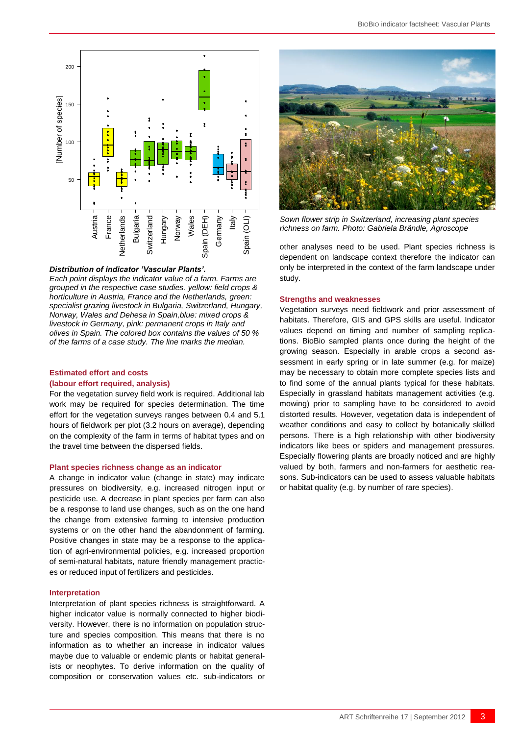*Distribution of indicator 'Vascular Plants'.*
*Each point displays the indicator value of a farm. Farms are grouped in the respective case studies. yellow: field crops & horticulture in Austria, France and the Netherlands, green: specialist grazing livestock in Bulgaria, Switzerland, Hungary, Norway, Wales and Dehesa in Spain,blue: mixed crops & livestock in Germany, pink: permanent crops in Italy and olives in Spain. The colored box contains the values of 50 % of the farms of a case study. The line marks the median.*

### Estimated effort and costs
### (labour effort required, analysis)

For the vegetation survey field work is required. Additional lab work may be required for species determination. The time effort for the vegetation surveys ranges between 0.4 and 5.1 hours of fieldwork per plot (3.2 hours on average), depending on the complexity of the farm in terms of habitat types and on the travel time between the dispersed fields.

### Plant species richness change as an indicator

A change in indicator value (change in state) may indicate pressures on biodiversity, e.g. increased nitrogen input or pesticide use. A decrease in plant species per farm can also be a response to land use changes, such as on the one hand the change from extensive farming to intensive production systems or on the other hand the abandonment of farming. Positive changes in state may be a response to the application of agri-environmental policies, e.g. increased proportion of semi-natural habitats, nature friendly management practices or reduced input of fertilizers and pesticides.

### Interpretation

Interpretation of plant species richness is straightforward. A higher indicator value is normally connected to higher biodiversity. However, there is no information on population structure and species composition. This means that there is no information as to whether an increase in indicator values maybe due to valuable or endemic plants or habitat generalists or neophytes. To derive information on the quality of composition or conservation values etc. sub-indicators or other analyses need to be used. Plant species richness is dependent on landscape context therefore the indicator can only be interpreted in the context of the farm landscape under study.

*Sown flower strip in Switzerland, increasing plant species richness on farm. Photo: Gabriela Brändle, Agroscope*

### Strengths and weaknesses

Vegetation surveys need fieldwork and prior assessment of habitats. Therefore, GIS and GPS skills are useful. Indicator values depend on timing and number of sampling replications. BioBio sampled plants once during the height of the growing season. Especially in arable crops a second assessment in early spring or in late summer (e.g. for maize) may be necessary to obtain more complete species lists and to find some of the annual plants typical for these habitats. Especially in grassland habitats management activities (e.g. mowing) prior to sampling have to be considered to avoid distorted results. However, vegetation data is independent of weather conditions and easy to collect by botanically skilled persons. There is a high relationship with other biodiversity indicators like bees or spiders and management pressures. Especially flowering plants are broadly noticed and are highly valued by both, farmers and non-farmers for aesthetic reasons. Sub-indicators can be used to assess valuable habitats or habitat quality (e.g. by number of rare species).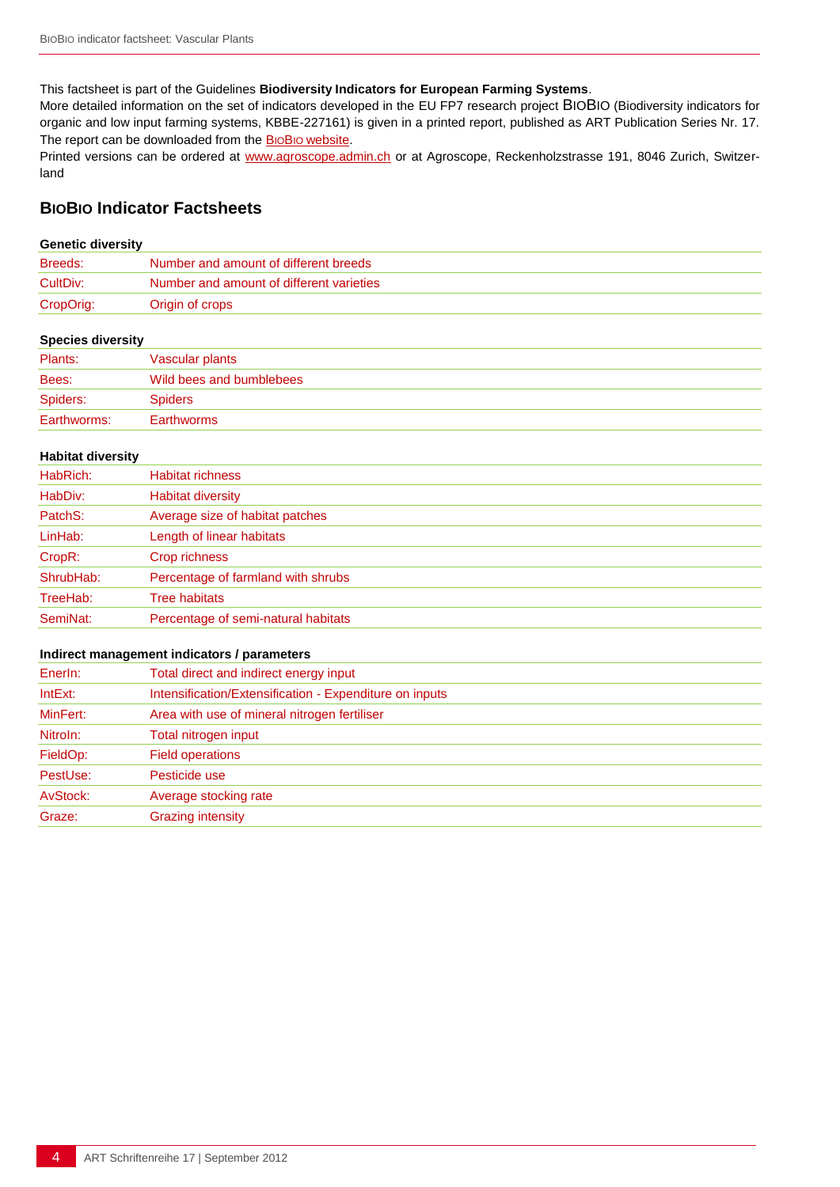This factsheet is part of the Guidelines **Biodiversity Indicators for European Farming Systems**.
More detailed information on the set of indicators developed in the EU FP7 research project BIOBIO (Biodiversity indicators for organic and low input farming systems, KBBE-227161) is given in a printed report, published as ART Publication Series Nr. 17. The report can be downloaded from the BIOBIO website.
Printed versions can be ordered at www.agroscope.admin.ch or at Agroscope, Reckenholzstrasse 191, 8046 Zurich, Switzerland

## BIOBIO Indicator Factsheets

**Genetic diversity**

| | |
|---|---|
| Breeds: | Number and amount of different breeds |
| CultDiv: | Number and amount of different varieties |
| CropOrig: | Origin of crops |

**Species diversity**

| | |
|---|---|
| Plants: | Vascular plants |
| Bees: | Wild bees and bumblebees |
| Spiders: | Spiders |
| Earthworms: | Earthworms |

**Habitat diversity**

| | |
|---|---|
| HabRich: | Habitat richness |
| HabDiv: | Habitat diversity |
| PatchS: | Average size of habitat patches |
| LinHab: | Length of linear habitats |
| CropR: | Crop richness |
| ShrubHab: | Percentage of farmland with shrubs |
| TreeHab: | Tree habitats |
| SemiNat: | Percentage of semi-natural habitats |

**Indirect management indicators / parameters**

| | |
|---|---|
| EnerIn: | Total direct and indirect energy input |
| IntExt: | Intensification/Extensification - Expenditure on inputs |
| MinFert: | Area with use of mineral nitrogen fertiliser |
| NitroIn: | Total nitrogen input |
| FieldOp: | Field operations |
| PestUse: | Pesticide use |
| AvStock: | Average stocking rate |
| Graze: | Grazing intensity |